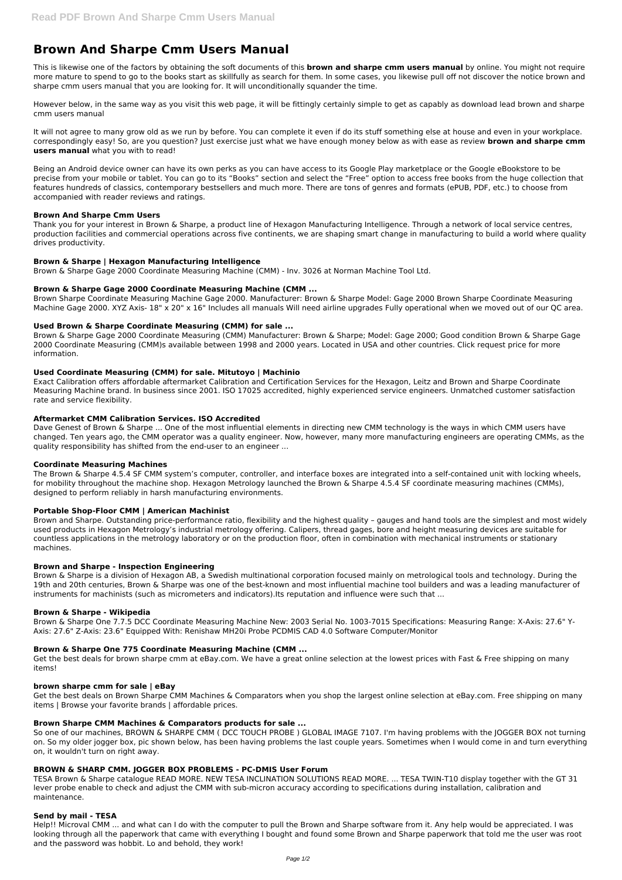# Brown And Sharpe Cmm Users Manual

This is likewise one of the factors by obtaining the soft documents of this **brown and sharpe cmm users manual** by online. You might not require more mature to spend to go to the books start as skillfully as search for them. In some cases, you likewise pull off not discover the notice brown and sharpe cmm users manual that you are looking for. It will unconditionally squander the time.

However below, in the same way as you visit this web page, it will be fittingly certainly simple to get as capably as download lead brown and sharpe cmm users manual

It will not agree to many grow old as we run by before. You can complete it even if do its stuff something else at house and even in your workplace. correspondingly easy! So, are you question? Just exercise just what we have enough money below as with ease as review **brown and sharpe cmm users manual** what you with to read!

Being an Android device owner can have its own perks as you can have access to its Google Play marketplace or the Google eBookstore to be precise from your mobile or tablet. You can go to its “Books” section and select the “Free” option to access free books from the huge collection that features hundreds of classics, contemporary bestsellers and much more. There are tons of genres and formats (ePUB, PDF, etc.) to choose from accompanied with reader reviews and ratings.

### Brown And Sharpe Cmm Users

Thank you for your interest in Brown & Sharpe, a product line of Hexagon Manufacturing Intelligence. Through a network of local service centres, production facilities and commercial operations across five continents, we are shaping smart change in manufacturing to build a world where quality drives productivity.

### Brown & Sharpe | Hexagon Manufacturing Intelligence

Brown & Sharpe Gage 2000 Coordinate Measuring Machine (CMM) - Inv. 3026 at Norman Machine Tool Ltd.

### Brown & Sharpe Gage 2000 Coordinate Measuring Machine (CMM ...

Brown Sharpe Coordinate Measuring Machine Gage 2000. Manufacturer: Brown & Sharpe Model: Gage 2000 Brown Sharpe Coordinate Measuring Machine Gage 2000. XYZ Axis- 18" x 20" x 16" Includes all manuals Will need airline upgrades Fully operational when we moved out of our QC area.

### Used Brown & Sharpe Coordinate Measuring (CMM) for sale ...

Brown & Sharpe Gage 2000 Coordinate Measuring (CMM) Manufacturer: Brown & Sharpe; Model: Gage 2000; Good condition Brown & Sharpe Gage 2000 Coordinate Measuring (CMM)s available between 1998 and 2000 years. Located in USA and other countries. Click request price for more information.

### Used Coordinate Measuring (CMM) for sale. Mitutoyo | Machinio

Exact Calibration offers affordable aftermarket Calibration and Certification Services for the Hexagon, Leitz and Brown and Sharpe Coordinate Measuring Machine brand. In business since 2001. ISO 17025 accredited, highly experienced service engineers. Unmatched customer satisfaction rate and service flexibility.

### Aftermarket CMM Calibration Services. ISO Accredited

Dave Genest of Brown & Sharpe ... One of the most influential elements in directing new CMM technology is the ways in which CMM users have changed. Ten years ago, the CMM operator was a quality engineer. Now, however, many more manufacturing engineers are operating CMMs, as the quality responsibility has shifted from the end-user to an engineer ...

### Coordinate Measuring Machines

The Brown & Sharpe 4.5.4 SF CMM system’s computer, controller, and interface boxes are integrated into a self-contained unit with locking wheels, for mobility throughout the machine shop. Hexagon Metrology launched the Brown & Sharpe 4.5.4 SF coordinate measuring machines (CMMs), designed to perform reliably in harsh manufacturing environments.

### Portable Shop-Floor CMM | American Machinist

Brown and Sharpe. Outstanding price-performance ratio, flexibility and the highest quality – gauges and hand tools are the simplest and most widely used products in Hexagon Metrology’s industrial metrology offering. Calipers, thread gages, bore and height measuring devices are suitable for countless applications in the metrology laboratory or on the production floor, often in combination with mechanical instruments or stationary machines.

### Brown and Sharpe - Inspection Engineering

Brown & Sharpe is a division of Hexagon AB, a Swedish multinational corporation focused mainly on metrological tools and technology. During the 19th and 20th centuries, Brown & Sharpe was one of the best-known and most influential machine tool builders and was a leading manufacturer of instruments for machinists (such as micrometers and indicators).Its reputation and influence were such that ...

### Brown & Sharpe - Wikipedia

Brown & Sharpe One 7.7.5 DCC Coordinate Measuring Machine New: 2003 Serial No. 1003-7015 Specifications: Measuring Range: X-Axis: 27.6" Y-Axis: 27.6" Z-Axis: 23.6" Equipped With: Renishaw MH20i Probe PCDMIS CAD 4.0 Software Computer/Monitor

### Brown & Sharpe One 775 Coordinate Measuring Machine (CMM ...

Get the best deals for brown sharpe cmm at eBay.com. We have a great online selection at the lowest prices with Fast & Free shipping on many items!

### brown sharpe cmm for sale | eBay

Get the best deals on Brown Sharpe CMM Machines & Comparators when you shop the largest online selection at eBay.com. Free shipping on many items | Browse your favorite brands | affordable prices.

### Brown Sharpe CMM Machines & Comparators products for sale ...

So one of our machines, BROWN & SHARPE CMM ( DCC TOUCH PROBE ) GLOBAL IMAGE 7107. I'm having problems with the JOGGER BOX not turning on. So my older jogger box, pic shown below, has been having problems the last couple years. Sometimes when I would come in and turn everything on, it wouldn't turn on right away.

### BROWN & SHARP CMM. JOGGER BOX PROBLEMS - PC-DMIS User Forum

TESA Brown & Sharpe catalogue READ MORE. NEW TESA INCLINATION SOLUTIONS READ MORE. ... TESA TWIN-T10 display together with the GT 31 lever probe enable to check and adjust the CMM with sub-micron accuracy according to specifications during installation, calibration and maintenance.

### Send by mail - TESA

Help!! Microval CMM ... and what can I do with the computer to pull the Brown and Sharpe software from it. Any help would be appreciated. I was browsing through all the paperwork that came with everything I bought and found some Brown and Sharpe paperwork that told me the user was root and the password was hobbit. Lo and behold, they work!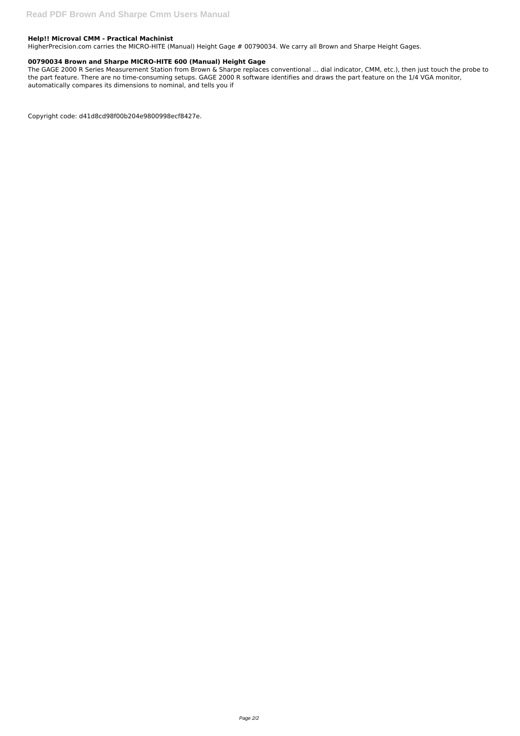### Help!! Microval CMM - Practical Machinist

HigherPrecision.com carries the MICRO-HITE (Manual) Height Gage # 00790034. We carry all Brown and Sharpe Height Gages.

### 00790034 Brown and Sharpe MICRO-HITE 600 (Manual) Height Gage

The GAGE 2000 R Series Measurement Station from Brown & Sharpe replaces conventional ... dial indicator, CMM, etc.), then just touch the probe to the part feature. There are no time-consuming setups. GAGE 2000 R software identifies and draws the part feature on the 1/4 VGA monitor, automatically compares its dimensions to nominal, and tells you if

Copyright code: d41d8cd98f00b204e9800998ecf8427e.